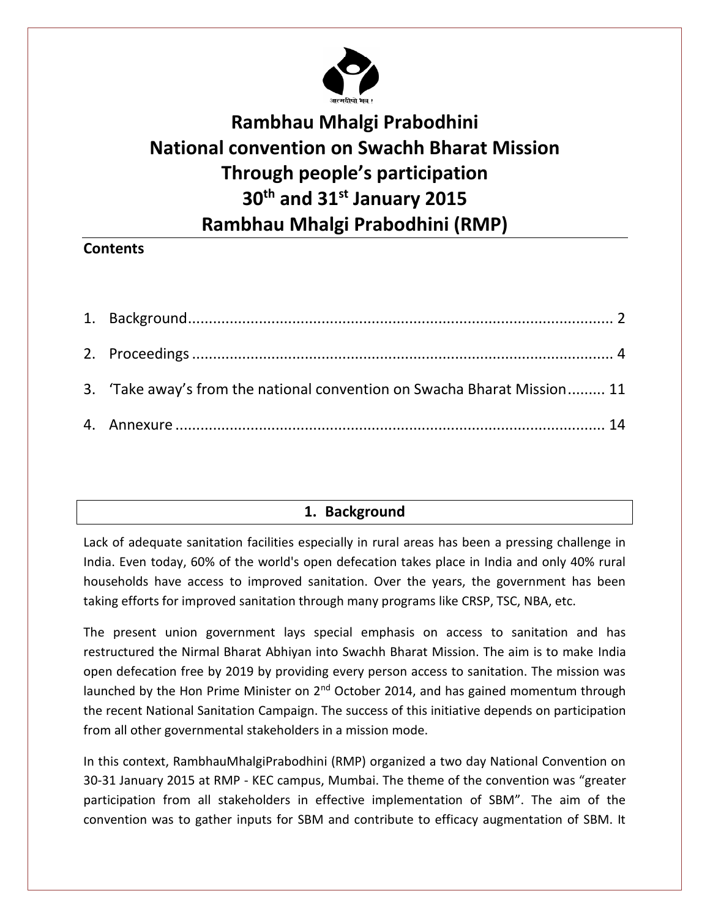आत्मदीपो भव !

# Rambhau Mhalgi Prabodhini
# National convention on Swachh Bharat Mission
# Through people's participation
# 30th and 31st January 2015
# Rambhau Mhalgi Prabodhini (RMP)

**Contents**

1. Background ........................................................................................................ 2
2. Proceedings ........................................................................................................ 4
3. 'Take away's from the national convention on Swacha Bharat Mission......... 11
4. Annexure ........................................................................................................... 14

## 1. Background

Lack of adequate sanitation facilities especially in rural areas has been a pressing challenge in India. Even today, 60% of the world's open defecation takes place in India and only 40% rural households have access to improved sanitation. Over the years, the government has been taking efforts for improved sanitation through many programs like CRSP, TSC, NBA, etc.

The present union government lays special emphasis on access to sanitation and has restructured the Nirmal Bharat Abhiyan into Swachh Bharat Mission. The aim is to make India open defecation free by 2019 by providing every person access to sanitation. The mission was launched by the Hon Prime Minister on 2nd October 2014, and has gained momentum through the recent National Sanitation Campaign. The success of this initiative depends on participation from all other governmental stakeholders in a mission mode.

In this context, RambhauMhalgiPrabodhini (RMP) organized a two day National Convention on 30-31 January 2015 at RMP - KEC campus, Mumbai. The theme of the convention was "greater participation from all stakeholders in effective implementation of SBM". The aim of the convention was to gather inputs for SBM and contribute to efficacy augmentation of SBM. It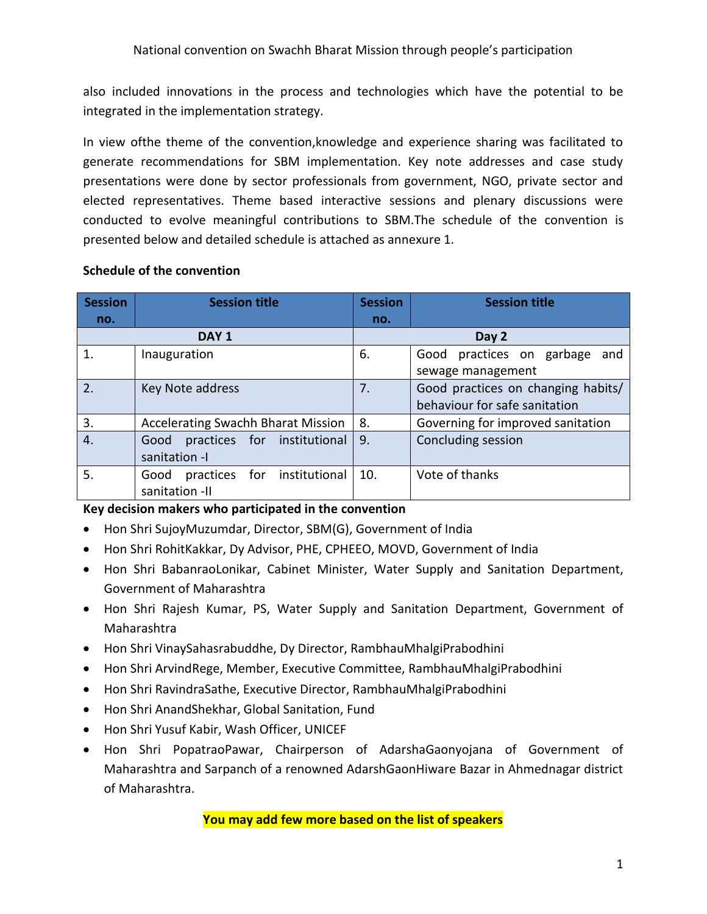also included innovations in the process and technologies which have the potential to be integrated in the implementation strategy.

In view ofthe theme of the convention,knowledge and experience sharing was facilitated to generate recommendations for SBM implementation. Key note addresses and case study presentations were done by sector professionals from government, NGO, private sector and elected representatives. Theme based interactive sessions and plenary discussions were conducted to evolve meaningful contributions to SBM.The schedule of the convention is presented below and detailed schedule is attached as annexure 1.

**Schedule of the convention**

| Session no. | Session title | Session no. | Session title |
|---|---|---|---|
| **DAY 1** | | **Day 2** | |
| 1. | Inauguration | 6. | Good practices on garbage and sewage management |
| 2. | Key Note address | 7. | Good practices on changing habits/ behaviour for safe sanitation |
| 3. | Accelerating Swachh Bharat Mission | 8. | Governing for improved sanitation |
| 4. | Good practices for institutional sanitation -I | 9. | Concluding session |
| 5. | Good practices for institutional sanitation -II | 10. | Vote of thanks |

**Key decision makers who participated in the convention**

- Hon Shri SujoyMuzumdar, Director, SBM(G), Government of India
- Hon Shri RohitKakkar, Dy Advisor, PHE, CPHEEO, MOVD, Government of India
- Hon Shri BabanraoLonikar, Cabinet Minister, Water Supply and Sanitation Department, Government of Maharashtra
- Hon Shri Rajesh Kumar, PS, Water Supply and Sanitation Department, Government of Maharashtra
- Hon Shri VinaySahasrabuddhe, Dy Director, RambhauMhalgiPrabodhini
- Hon Shri ArvindRege, Member, Executive Committee, RambhauMhalgiPrabodhini
- Hon Shri RavindraSathe, Executive Director, RambhauMhalgiPrabodhini
- Hon Shri AnandShekhar, Global Sanitation, Fund
- Hon Shri Yusuf Kabir, Wash Officer, UNICEF
- Hon Shri PopatraoPawar, Chairperson of AdarshaGaonyojana of Government of Maharashtra and Sarpanch of a renowned AdarshGaonHiware Bazar in Ahmednagar district of Maharashtra.

**You may add few more based on the list of speakers**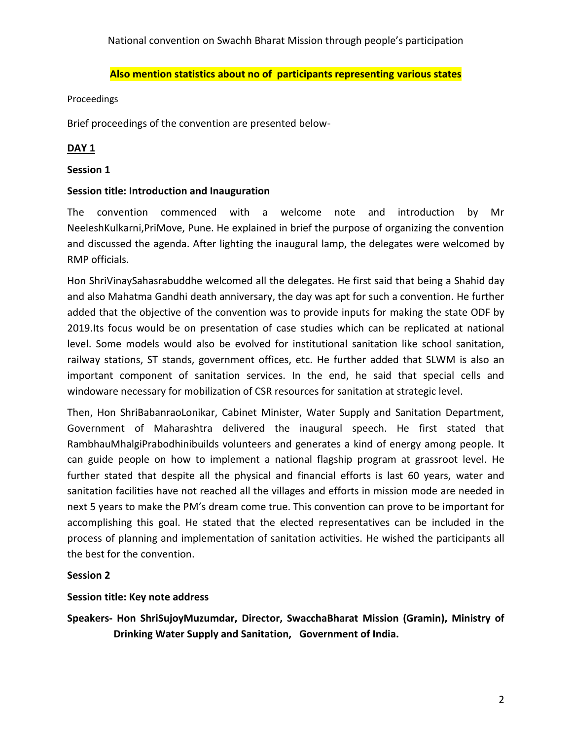National convention on Swachh Bharat Mission through people's participation

**Also mention statistics about no of participants representing various states**

Proceedings

Brief proceedings of the convention are presented below-

## DAY 1

**Session 1**

**Session title: Introduction and Inauguration**

The convention commenced with a welcome note and introduction by Mr NeeleshKulkarni,PriMove, Pune. He explained in brief the purpose of organizing the convention and discussed the agenda. After lighting the inaugural lamp, the delegates were welcomed by RMP officials.

Hon ShriVinaySahasrabuddhe welcomed all the delegates. He first said that being a Shahid day and also Mahatma Gandhi death anniversary, the day was apt for such a convention. He further added that the objective of the convention was to provide inputs for making the state ODF by 2019.Its focus would be on presentation of case studies which can be replicated at national level. Some models would also be evolved for institutional sanitation like school sanitation, railway stations, ST stands, government offices, etc. He further added that SLWM is also an important component of sanitation services. In the end, he said that special cells and windoware necessary for mobilization of CSR resources for sanitation at strategic level.

Then, Hon ShriBabanraoLonikar, Cabinet Minister, Water Supply and Sanitation Department, Government of Maharashtra delivered the inaugural speech. He first stated that RambhauMhalgiPrabodhinibuilds volunteers and generates a kind of energy among people. It can guide people on how to implement a national flagship program at grassroot level. He further stated that despite all the physical and financial efforts is last 60 years, water and sanitation facilities have not reached all the villages and efforts in mission mode are needed in next 5 years to make the PM's dream come true. This convention can prove to be important for accomplishing this goal. He stated that the elected representatives can be included in the process of planning and implementation of sanitation activities. He wished the participants all the best for the convention.

**Session 2**

**Session title: Key note address**

**Speakers- Hon ShriSujoyMuzumdar, Director, SwacchaBharat Mission (Gramin), Ministry of Drinking Water Supply and Sanitation, Government of India.**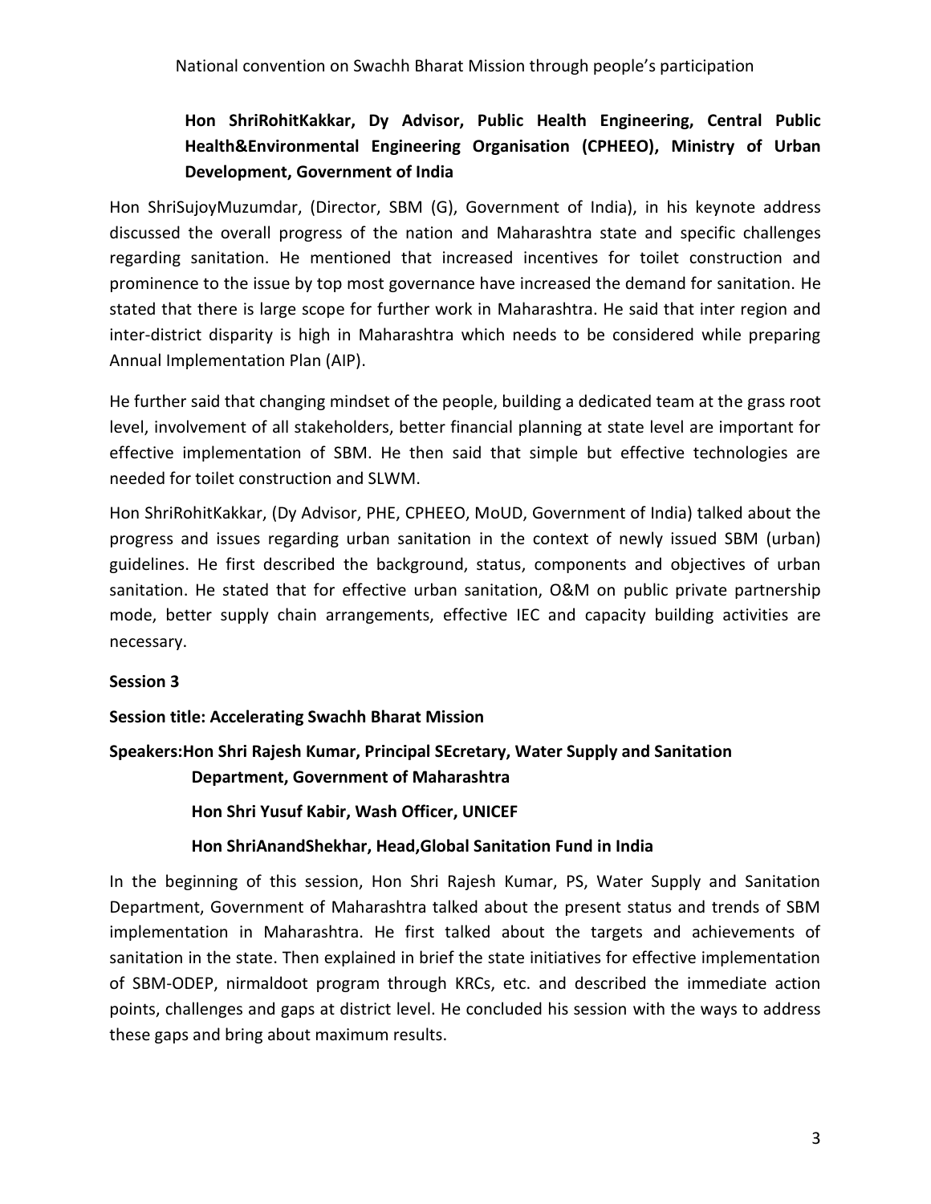**Hon ShriRohitKakkar, Dy Advisor, Public Health Engineering, Central Public Health&Environmental Engineering Organisation (CPHEEO), Ministry of Urban Development, Government of India**

Hon ShriSujoyMuzumdar, (Director, SBM (G), Government of India), in his keynote address discussed the overall progress of the nation and Maharashtra state and specific challenges regarding sanitation. He mentioned that increased incentives for toilet construction and prominence to the issue by top most governance have increased the demand for sanitation. He stated that there is large scope for further work in Maharashtra. He said that inter region and inter-district disparity is high in Maharashtra which needs to be considered while preparing Annual Implementation Plan (AIP).

He further said that changing mindset of the people, building a dedicated team at the grass root level, involvement of all stakeholders, better financial planning at state level are important for effective implementation of SBM. He then said that simple but effective technologies are needed for toilet construction and SLWM.

Hon ShriRohitKakkar, (Dy Advisor, PHE, CPHEEO, MoUD, Government of India) talked about the progress and issues regarding urban sanitation in the context of newly issued SBM (urban) guidelines. He first described the background, status, components and objectives of urban sanitation. He stated that for effective urban sanitation, O&M on public private partnership mode, better supply chain arrangements, effective IEC and capacity building activities are necessary.

**Session 3**

**Session title: Accelerating Swachh Bharat Mission**

**Speakers:Hon Shri Rajesh Kumar, Principal SEcretary, Water Supply and Sanitation Department, Government of Maharashtra**

**Hon Shri Yusuf Kabir, Wash Officer, UNICEF**

**Hon ShriAnandShekhar, Head,Global Sanitation Fund in India**

In the beginning of this session, Hon Shri Rajesh Kumar, PS, Water Supply and Sanitation Department, Government of Maharashtra talked about the present status and trends of SBM implementation in Maharashtra. He first talked about the targets and achievements of sanitation in the state. Then explained in brief the state initiatives for effective implementation of SBM-ODEP, nirmaldoot program through KRCs, etc. and described the immediate action points, challenges and gaps at district level. He concluded his session with the ways to address these gaps and bring about maximum results.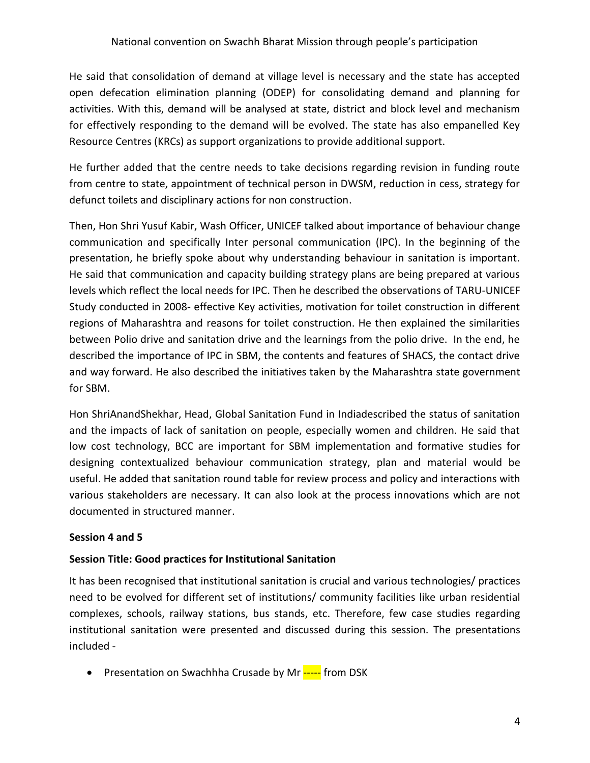He said that consolidation of demand at village level is necessary and the state has accepted open defecation elimination planning (ODEP) for consolidating demand and planning for activities. With this, demand will be analysed at state, district and block level and mechanism for effectively responding to the demand will be evolved. The state has also empanelled Key Resource Centres (KRCs) as support organizations to provide additional support.

He further added that the centre needs to take decisions regarding revision in funding route from centre to state, appointment of technical person in DWSM, reduction in cess, strategy for defunct toilets and disciplinary actions for non construction.

Then, Hon Shri Yusuf Kabir, Wash Officer, UNICEF talked about importance of behaviour change communication and specifically Inter personal communication (IPC). In the beginning of the presentation, he briefly spoke about why understanding behaviour in sanitation is important. He said that communication and capacity building strategy plans are being prepared at various levels which reflect the local needs for IPC. Then he described the observations of TARU-UNICEF Study conducted in 2008- effective Key activities, motivation for toilet construction in different regions of Maharashtra and reasons for toilet construction. He then explained the similarities between Polio drive and sanitation drive and the learnings from the polio drive. In the end, he described the importance of IPC in SBM, the contents and features of SHACS, the contact drive and way forward. He also described the initiatives taken by the Maharashtra state government for SBM.

Hon ShriAnandShekhar, Head, Global Sanitation Fund in Indiadescribed the status of sanitation and the impacts of lack of sanitation on people, especially women and children. He said that low cost technology, BCC are important for SBM implementation and formative studies for designing contextualized behaviour communication strategy, plan and material would be useful. He added that sanitation round table for review process and policy and interactions with various stakeholders are necessary. It can also look at the process innovations which are not documented in structured manner.

**Session 4 and 5**

**Session Title: Good practices for Institutional Sanitation**

It has been recognised that institutional sanitation is crucial and various technologies/ practices need to be evolved for different set of institutions/ community facilities like urban residential complexes, schools, railway stations, bus stands, etc. Therefore, few case studies regarding institutional sanitation were presented and discussed during this session. The presentations included -

- Presentation on Swachhha Crusade by Mr ----- from DSK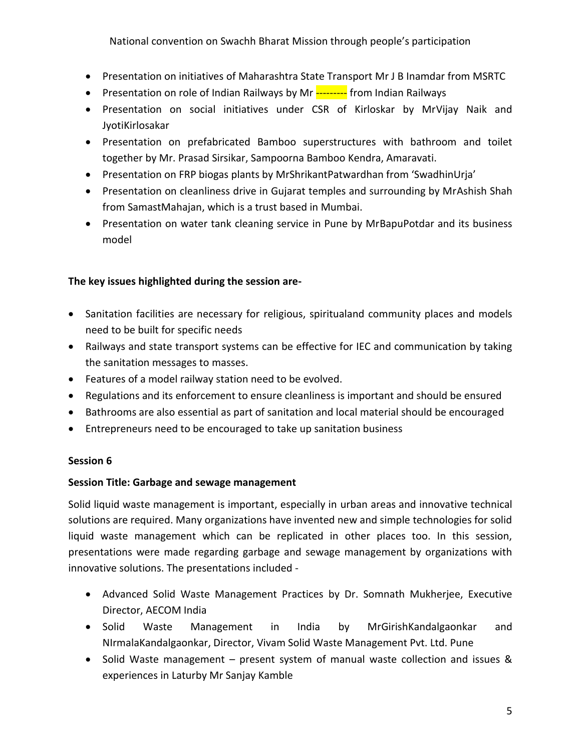- Presentation on initiatives of Maharashtra State Transport Mr J B Inamdar from MSRTC
- Presentation on role of Indian Railways by Mr --------- from Indian Railways
- Presentation on social initiatives under CSR of Kirloskar by MrVijay Naik and JyotiKirlosakar
- Presentation on prefabricated Bamboo superstructures with bathroom and toilet together by Mr. Prasad Sirsikar, Sampoorna Bamboo Kendra, Amaravati.
- Presentation on FRP biogas plants by MrShrikantPatwardhan from 'SwadhinUrja'
- Presentation on cleanliness drive in Gujarat temples and surrounding by MrAshish Shah from SamastMahajan, which is a trust based in Mumbai.
- Presentation on water tank cleaning service in Pune by MrBapuPotdar and its business model

**The key issues highlighted during the session are-**

- Sanitation facilities are necessary for religious, spiritualand community places and models need to be built for specific needs
- Railways and state transport systems can be effective for IEC and communication by taking the sanitation messages to masses.
- Features of a model railway station need to be evolved.
- Regulations and its enforcement to ensure cleanliness is important and should be ensured
- Bathrooms are also essential as part of sanitation and local material should be encouraged
- Entrepreneurs need to be encouraged to take up sanitation business

**Session 6**

**Session Title: Garbage and sewage management**

Solid liquid waste management is important, especially in urban areas and innovative technical solutions are required. Many organizations have invented new and simple technologies for solid liquid waste management which can be replicated in other places too. In this session, presentations were made regarding garbage and sewage management by organizations with innovative solutions. The presentations included -

- Advanced Solid Waste Management Practices by Dr. Somnath Mukherjee, Executive Director, AECOM India
- Solid Waste Management in India by MrGirishKandalgaonkar and NIrmalaKandalgaonkar, Director, Vivam Solid Waste Management Pvt. Ltd. Pune
- Solid Waste management – present system of manual waste collection and issues & experiences in Laturby Mr Sanjay Kamble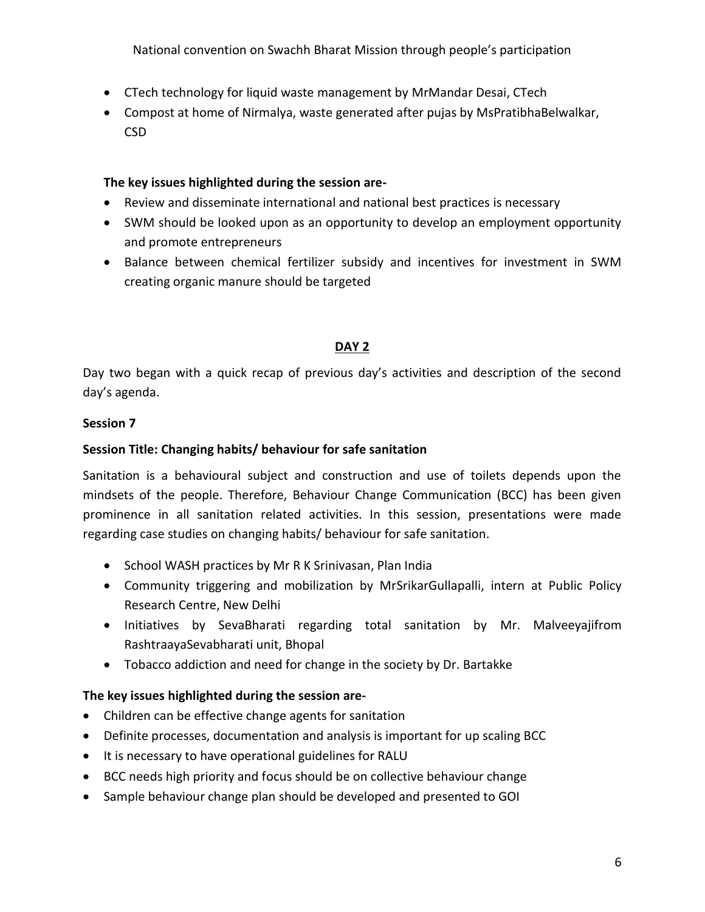- CTech technology for liquid waste management by MrMandar Desai, CTech
- Compost at home of Nirmalya, waste generated after pujas by MsPratibhaBelwalkar, CSD

**The key issues highlighted during the session are-**

- Review and disseminate international and national best practices is necessary
- SWM should be looked upon as an opportunity to develop an employment opportunity and promote entrepreneurs
- Balance between chemical fertilizer subsidy and incentives for investment in SWM creating organic manure should be targeted

## DAY 2

Day two began with a quick recap of previous day's activities and description of the second day's agenda.

### Session 7

**Session Title: Changing habits/ behaviour for safe sanitation**

Sanitation is a behavioural subject and construction and use of toilets depends upon the mindsets of the people. Therefore, Behaviour Change Communication (BCC) has been given prominence in all sanitation related activities. In this session, presentations were made regarding case studies on changing habits/ behaviour for safe sanitation.

- School WASH practices by Mr R K Srinivasan, Plan India
- Community triggering and mobilization by MrSrikarGullapalli, intern at Public Policy Research Centre, New Delhi
- Initiatives by SevaBharati regarding total sanitation by Mr. Malveeyajifrom RashtraayaSevabharati unit, Bhopal
- Tobacco addiction and need for change in the society by Dr. Bartakke

**The key issues highlighted during the session are-**

- Children can be effective change agents for sanitation
- Definite processes, documentation and analysis is important for up scaling BCC
- It is necessary to have operational guidelines for RALU
- BCC needs high priority and focus should be on collective behaviour change
- Sample behaviour change plan should be developed and presented to GOI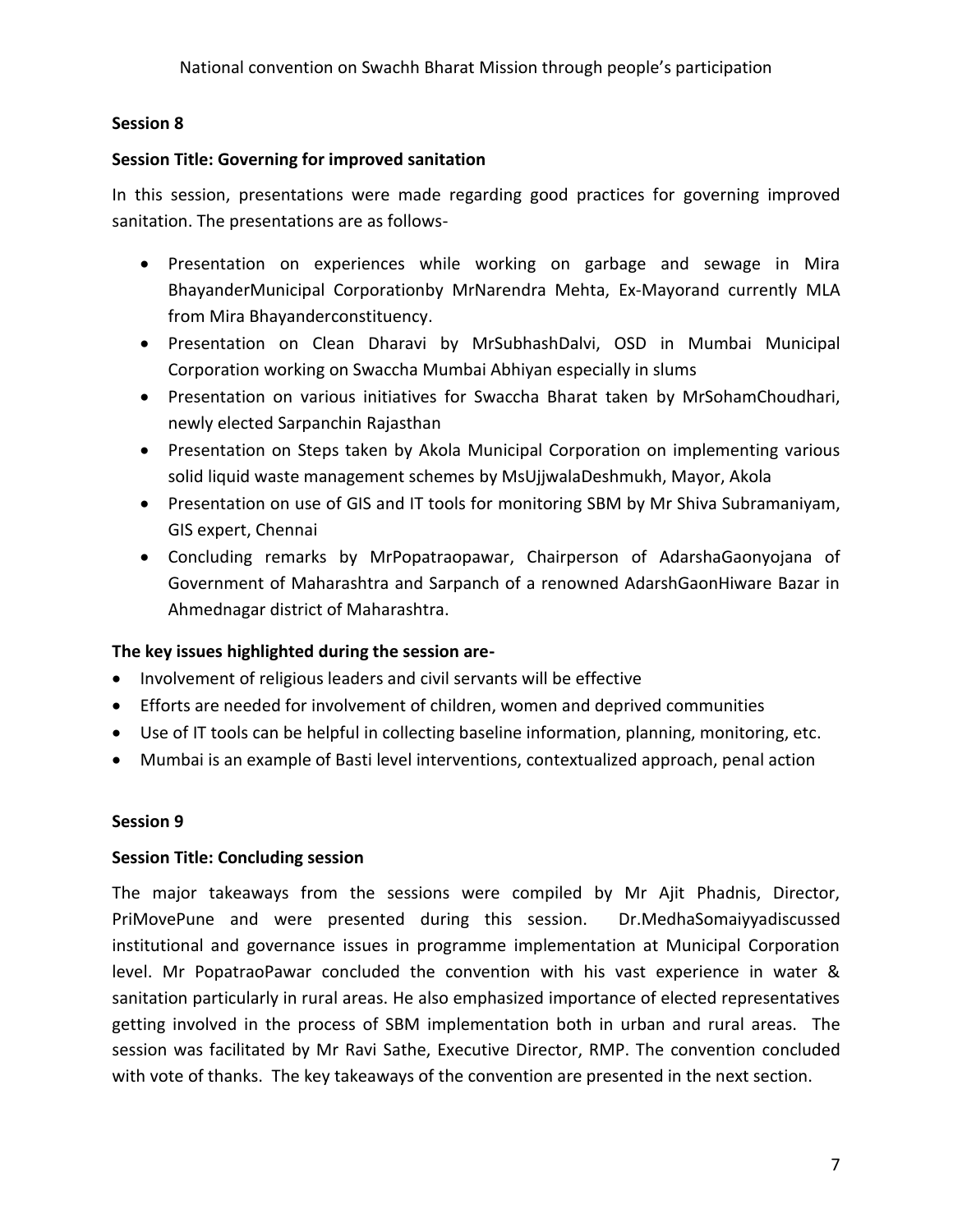## Session 8

**Session Title: Governing for improved sanitation**

In this session, presentations were made regarding good practices for governing improved sanitation. The presentations are as follows-

- Presentation on experiences while working on garbage and sewage in Mira BhayanderMunicipal Corporationby MrNarendra Mehta, Ex-Mayorand currently MLA from Mira Bhayanderconstituency.
- Presentation on Clean Dharavi by MrSubhashDalvi, OSD in Mumbai Municipal Corporation working on Swaccha Mumbai Abhiyan especially in slums
- Presentation on various initiatives for Swaccha Bharat taken by MrSohamChoudhari, newly elected Sarpanchin Rajasthan
- Presentation on Steps taken by Akola Municipal Corporation on implementing various solid liquid waste management schemes by MsUjjwalaDeshmukh, Mayor, Akola
- Presentation on use of GIS and IT tools for monitoring SBM by Mr Shiva Subramaniyam, GIS expert, Chennai
- Concluding remarks by MrPopatraopawar, Chairperson of AdarshaGaonyojana of Government of Maharashtra and Sarpanch of a renowned AdarshGaonHiware Bazar in Ahmednagar district of Maharashtra.

**The key issues highlighted during the session are-**

- Involvement of religious leaders and civil servants will be effective
- Efforts are needed for involvement of children, women and deprived communities
- Use of IT tools can be helpful in collecting baseline information, planning, monitoring, etc.
- Mumbai is an example of Basti level interventions, contextualized approach, penal action

## Session 9

**Session Title: Concluding session**

The major takeaways from the sessions were compiled by Mr Ajit Phadnis, Director, PriMovePune and were presented during this session. Dr.MedhaSomaiyyadiscussed institutional and governance issues in programme implementation at Municipal Corporation level. Mr PopatraoPawar concluded the convention with his vast experience in water & sanitation particularly in rural areas. He also emphasized importance of elected representatives getting involved in the process of SBM implementation both in urban and rural areas. The session was facilitated by Mr Ravi Sathe, Executive Director, RMP. The convention concluded with vote of thanks. The key takeaways of the convention are presented in the next section.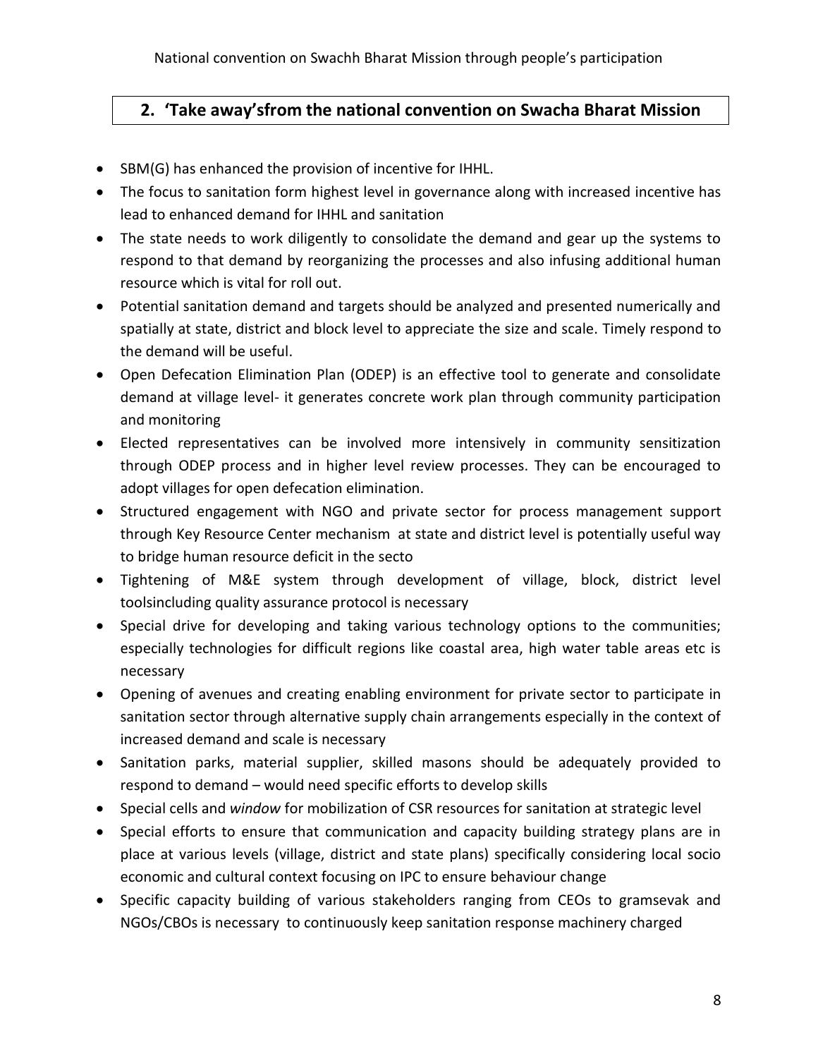## 2. 'Take away'sfrom the national convention on Swacha Bharat Mission

- SBM(G) has enhanced the provision of incentive for IHHL.
- The focus to sanitation form highest level in governance along with increased incentive has lead to enhanced demand for IHHL and sanitation
- The state needs to work diligently to consolidate the demand and gear up the systems to respond to that demand by reorganizing the processes and also infusing additional human resource which is vital for roll out.
- Potential sanitation demand and targets should be analyzed and presented numerically and spatially at state, district and block level to appreciate the size and scale. Timely respond to the demand will be useful.
- Open Defecation Elimination Plan (ODEP) is an effective tool to generate and consolidate demand at village level- it generates concrete work plan through community participation and monitoring
- Elected representatives can be involved more intensively in community sensitization through ODEP process and in higher level review processes. They can be encouraged to adopt villages for open defecation elimination.
- Structured engagement with NGO and private sector for process management support through Key Resource Center mechanism at state and district level is potentially useful way to bridge human resource deficit in the secto
- Tightening of M&E system through development of village, block, district level toolsincluding quality assurance protocol is necessary
- Special drive for developing and taking various technology options to the communities; especially technologies for difficult regions like coastal area, high water table areas etc is necessary
- Opening of avenues and creating enabling environment for private sector to participate in sanitation sector through alternative supply chain arrangements especially in the context of increased demand and scale is necessary
- Sanitation parks, material supplier, skilled masons should be adequately provided to respond to demand – would need specific efforts to develop skills
- Special cells and *window* for mobilization of CSR resources for sanitation at strategic level
- Special efforts to ensure that communication and capacity building strategy plans are in place at various levels (village, district and state plans) specifically considering local socio economic and cultural context focusing on IPC to ensure behaviour change
- Specific capacity building of various stakeholders ranging from CEOs to gramsevak and NGOs/CBOs is necessary to continuously keep sanitation response machinery charged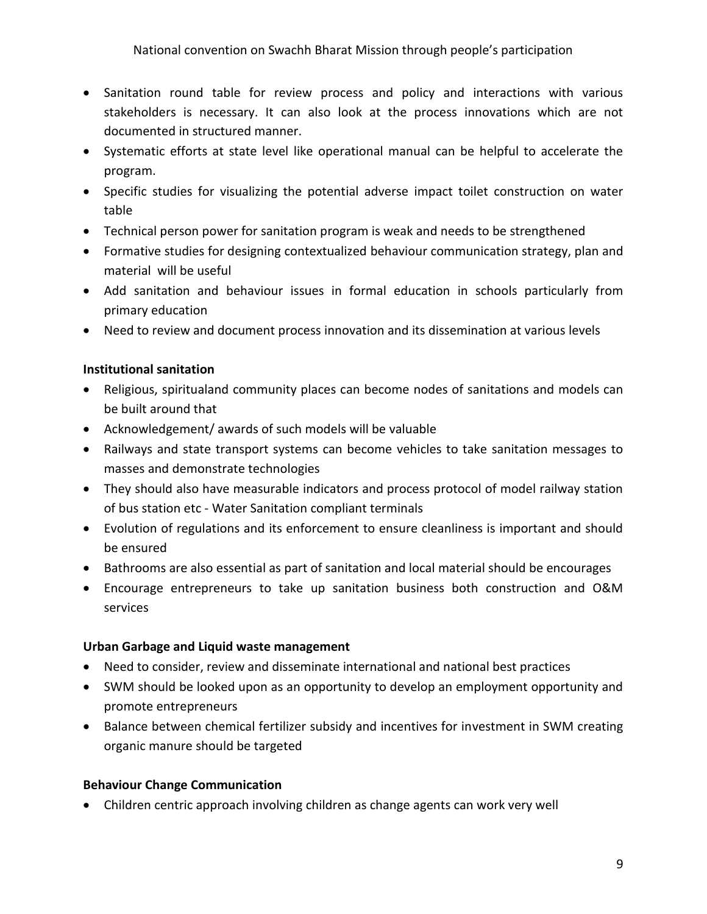- Sanitation round table for review process and policy and interactions with various stakeholders is necessary. It can also look at the process innovations which are not documented in structured manner.
- Systematic efforts at state level like operational manual can be helpful to accelerate the program.
- Specific studies for visualizing the potential adverse impact toilet construction on water table
- Technical person power for sanitation program is weak and needs to be strengthened
- Formative studies for designing contextualized behaviour communication strategy, plan and material will be useful
- Add sanitation and behaviour issues in formal education in schools particularly from primary education
- Need to review and document process innovation and its dissemination at various levels

**Institutional sanitation**

- Religious, spiritualand community places can become nodes of sanitations and models can be built around that
- Acknowledgement/ awards of such models will be valuable
- Railways and state transport systems can become vehicles to take sanitation messages to masses and demonstrate technologies
- They should also have measurable indicators and process protocol of model railway station of bus station etc - Water Sanitation compliant terminals
- Evolution of regulations and its enforcement to ensure cleanliness is important and should be ensured
- Bathrooms are also essential as part of sanitation and local material should be encourages
- Encourage entrepreneurs to take up sanitation business both construction and O&M services

**Urban Garbage and Liquid waste management**

- Need to consider, review and disseminate international and national best practices
- SWM should be looked upon as an opportunity to develop an employment opportunity and promote entrepreneurs
- Balance between chemical fertilizer subsidy and incentives for investment in SWM creating organic manure should be targeted

**Behaviour Change Communication**

- Children centric approach involving children as change agents can work very well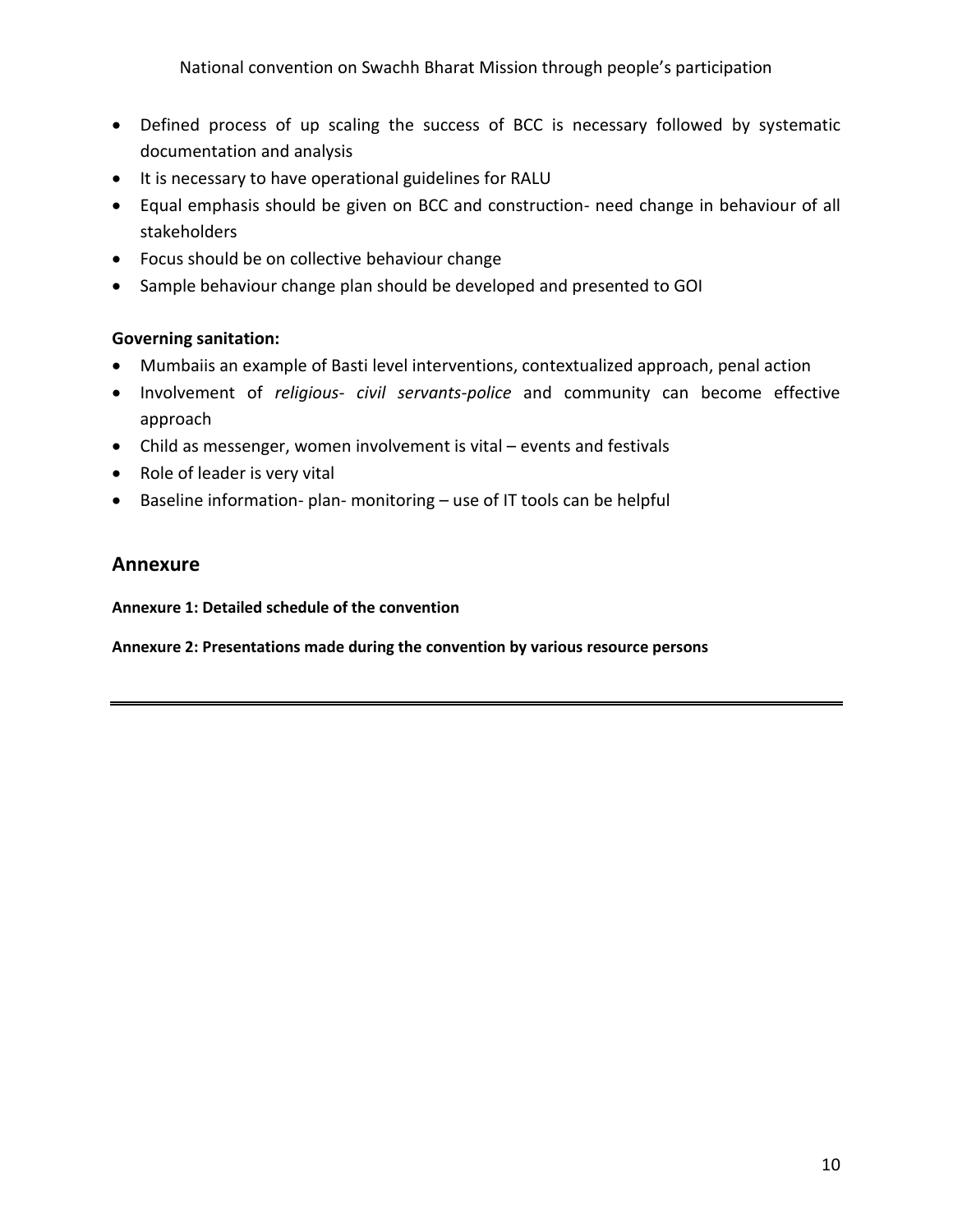- Defined process of up scaling the success of BCC is necessary followed by systematic documentation and analysis
- It is necessary to have operational guidelines for RALU
- Equal emphasis should be given on BCC and construction- need change in behaviour of all stakeholders
- Focus should be on collective behaviour change
- Sample behaviour change plan should be developed and presented to GOI

**Governing sanitation:**

- Mumbaiis an example of Basti level interventions, contextualized approach, penal action
- Involvement of *religious- civil servants-police* and community can become effective approach
- Child as messenger, women involvement is vital – events and festivals
- Role of leader is very vital
- Baseline information- plan- monitoring – use of IT tools can be helpful

## Annexure

**Annexure 1: Detailed schedule of the convention**

**Annexure 2: Presentations made during the convention by various resource persons**